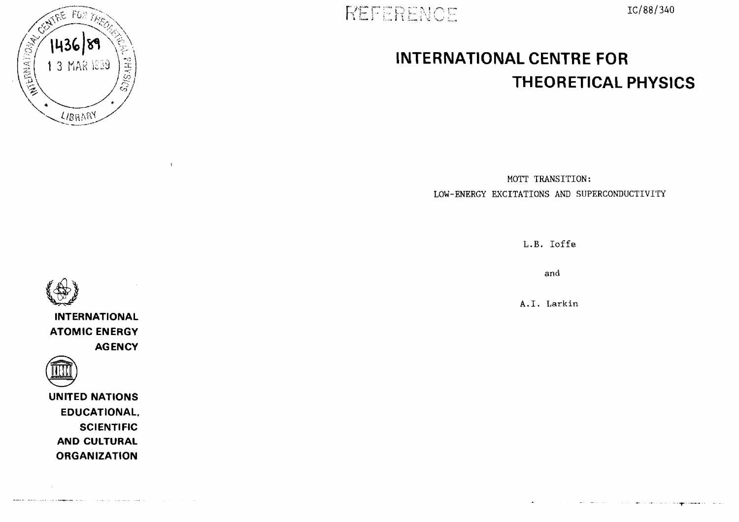REFERENCE

IC/88/340

# INTERNATIONAL CENTRE FOR THEORETICAL PHYSICS

MOTT TRANSITION:
LOW-ENERGY EXCITATIONS AND SUPERCONDUCTIVITY

L.B. Ioffe

and

A.I. Larkin

INTERNATIONAL ATOMIC ENERGY AGENCY

UNITED NATIONS EDUCATIONAL, SCIENTIFIC AND CULTURAL ORGANIZATION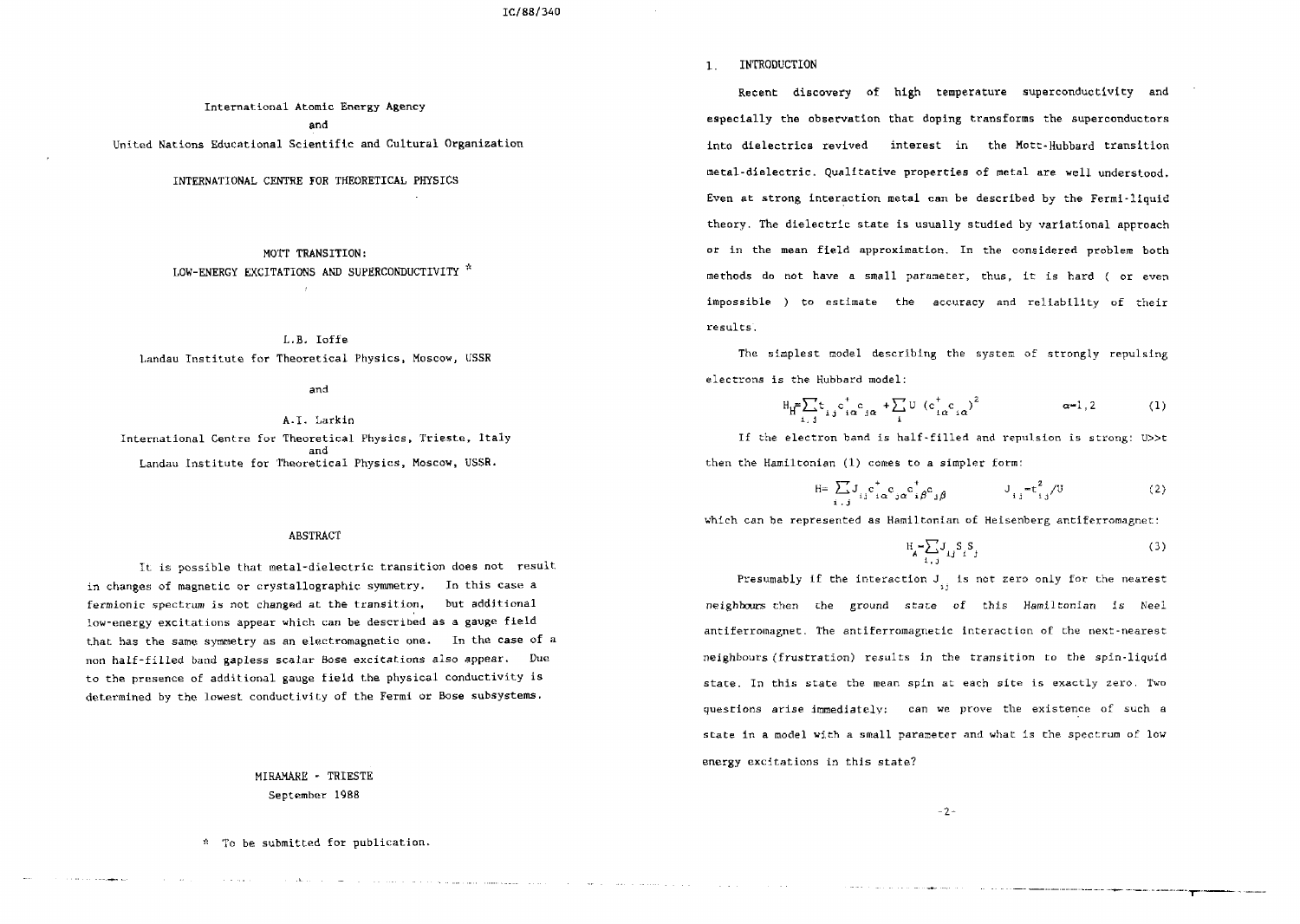IC/88/340

International Atomic Energy Agency
and
United Nations Educational Scientific and Cultural Organization

INTERNATIONAL CENTRE FOR THEORETICAL PHYSICS

# MOTT TRANSITION: LOW-ENERGY EXCITATIONS AND SUPERCONDUCTIVITY *

L.B. Ioffe
Landau Institute for Theoretical Physics, Moscow, USSR

and

A.I. Larkin
International Centre for Theoretical Physics, Trieste, Italy
and
Landau Institute for Theoretical Physics, Moscow, USSR.

## ABSTRACT

It is possible that metal-dielectric transition does not result in changes of magnetic or crystallographic symmetry. In this case a fermionic spectrum is not changed at the transition, but additional low-energy excitations appear which can be described as a gauge field that has the same symmetry as an electromagnetic one. In the case of a non half-filled band gapless scalar Bose excitations also appear. Due to the presence of additional gauge field the physical conductivity is determined by the lowest conductivity of the Fermi or Bose subsystems.

MIRAMARE - TRIESTE
September 1988

* To be submitted for publication.

## 1. INTRODUCTION

Recent discovery of high temperature superconductivity and especially the observation that doping transforms the superconductors into dielectrics revived interest in the Mott-Hubbard transition metal-dielectric. Qualitative properties of metal are well understood. Even at strong interaction metal can be described by the Fermi-liquid theory. The dielectric state is usually studied by variational approach or in the mean field approximation. In the considered problem both methods do not have a small parameter, thus, it is hard ( or even impossible ) to estimate the accuracy and reliability of their results.

The simplest model describing the system of strongly repulsing electrons is the Hubbard model:

$$H_H = \sum_{i,j} t_{ij} c^+_{i\alpha} c_{j\alpha} + \sum_i U \, (c^+_{i\alpha} c_{i\alpha})^2 \qquad \alpha=1,2 \qquad (1)$$

If the electron band is half-filled and repulsion is strong: $U \gg t$ then the Hamiltonian (1) comes to a simpler form:

$$H = \sum_{i,j} J_{ij} c^+_{i\alpha} c_{j\alpha} c^+_{i\beta} c_{j\beta} \qquad J_{ij} = t^2_{ij}/U \qquad (2)$$

which can be represented as Hamiltonian of Heisenberg antiferromagnet:

$$H_A = \sum_{i,j} J_{ij} S_i S_j \qquad (3)$$

Presumably if the interaction $J_{ij}$ is not zero only for the nearest neighbours then the ground state of this Hamiltonian is Neel antiferromagnet. The antiferromagnetic interaction of the next-nearest neighbours (frustration) results in the transition to the spin-liquid state. In this state the mean spin at each site is exactly zero. Two questions arise immediately: can we prove the existence of such a state in a model with a small parameter and what is the spectrum of low energy excitations in this state?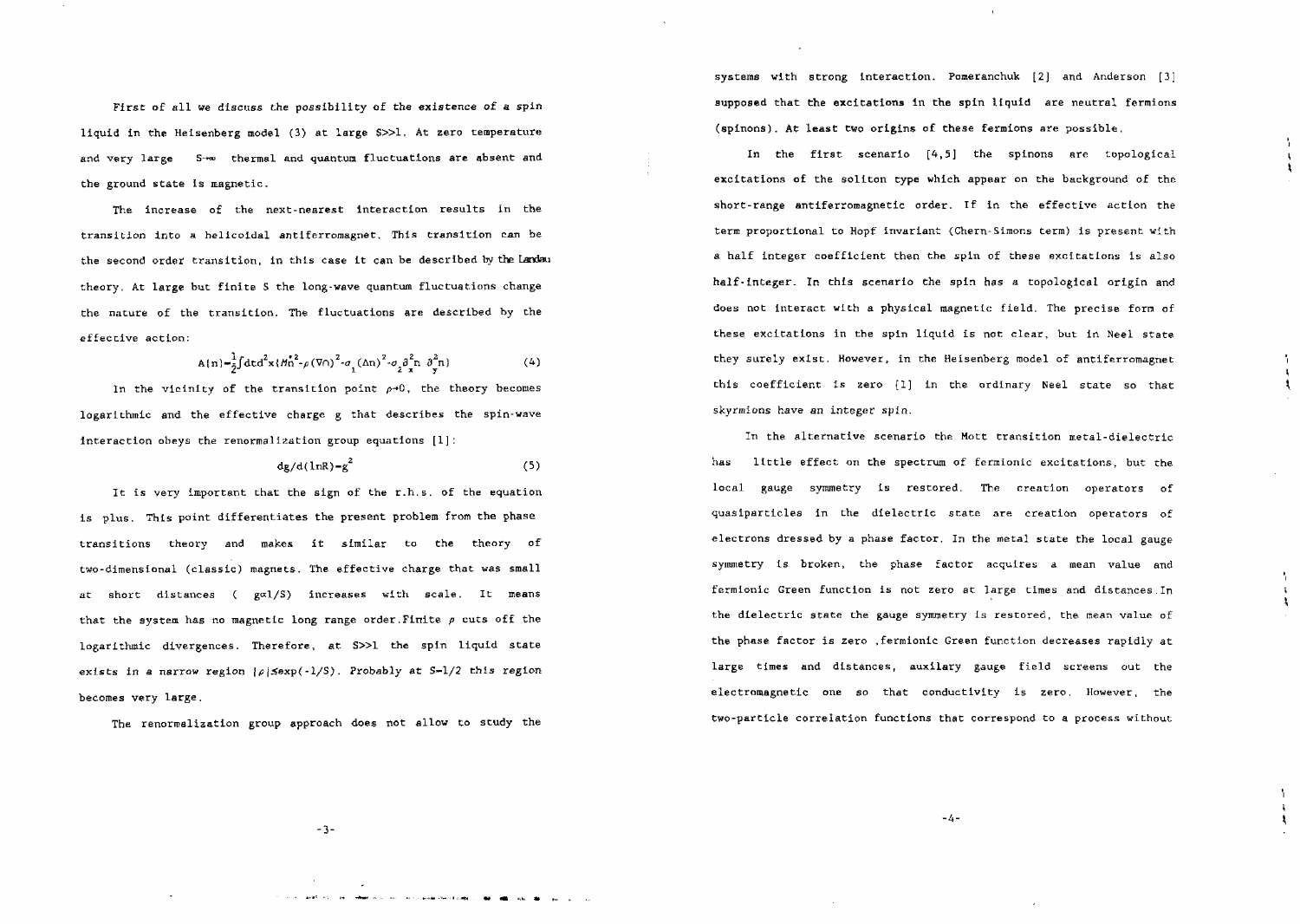First of all we discuss the possibility of the existence of a spin liquid in the Heisenberg model (3) at large $S\gg1$. At zero temperature and very large $S\to\infty$ thermal and quantum fluctuations are absent and the ground state is magnetic.

The increase of the next-nearest interaction results in the transition into a helicoidal antiferromagnet. This transition can be the second order transition, in this case it can be described by the Landau theory. At large but finite S the long-wave quantum fluctuations change the nature of the transition. The fluctuations are described by the effective action:

$$A(n)=\frac{1}{2}\int dt d^2x(M\dot{n}^2-\rho(\nabla n)^2-\sigma_1(\Delta n)^2-\sigma_2\partial_x^2 n\ \partial_y^2 n) \tag{4}$$

In the vicinity of the transition point $\rho\to0$, the theory becomes logarithmic and the effective charge g that describes the spin-wave interaction obeys the renormalization group equations [1]:

$$dg/d(\ln R)=g^2 \tag{5}$$

It is very important that the sign of the r.h.s. of the equation is plus. This point differentiates the present problem from the phase transitions theory and makes it similar to the theory of two-dimensional (classic) magnets. The effective charge that was small at short distances ( $g\propto1/S$) increases with scale. It means that the system has no magnetic long range order. Finite $\rho$ cuts off the logarithmic divergences. Therefore, at $S\gg1$ the spin liquid state exists in a narrow region $|\rho|\le\exp(-1/S)$. Probably at $S=1/2$ this region becomes very large.

The renormalization group approach does not allow to study the systems with strong interaction. Pomeranchuk [2] and Anderson [3] supposed that the excitations in the spin liquid are neutral fermions (spinons). At least two origins of these fermions are possible.

In the first scenario [4,5] the spinons are topological excitations of the soliton type which appear on the background of the short-range antiferromagnetic order. If in the effective action the term proportional to Hopf invariant (Chern-Simons term) is present with a half integer coefficient then the spin of these excitations is also half-integer. In this scenario the spin has a topological origin and does not interact with a physical magnetic field. The precise form of these excitations in the spin liquid is not clear, but in Neel state they surely exist. However, in the Heisenberg model of antiferromagnet this coefficient is zero [1] in the ordinary Neel state so that skyrmions have an integer spin.

In the alternative scenario the Mott transition metal-dielectric has little effect on the spectrum of fermionic excitations, but the local gauge symmetry is restored. The creation operators of quasiparticles in the dielectric state are creation operators of electrons dressed by a phase factor. In the metal state the local gauge symmetry is broken, the phase factor acquires a mean value and fermionic Green function is not zero at large times and distances. In the dielectric state the gauge symmetry is restored, the mean value of the phase factor is zero ,fermionic Green function decreases rapidly at large times and distances, auxilary gauge field screens out the electromagnetic one so that conductivity is zero. However, the two-particle correlation functions that correspond to a process without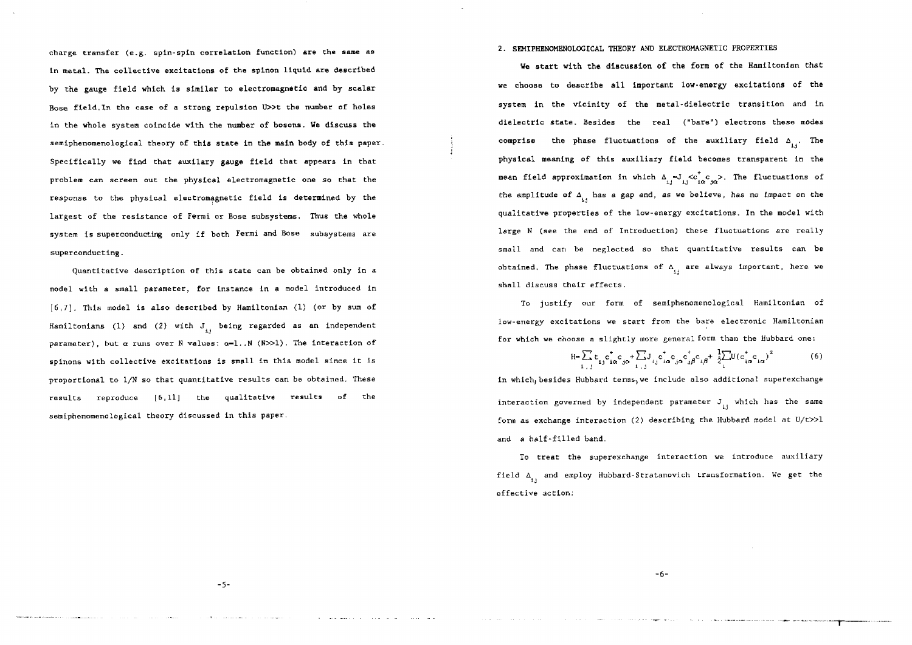charge transfer (e.g. spin-spin correlation function) are the same as in metal. The collective excitations of the spinon liquid are described by the gauge field which is similar to electromagnetic and by scalar Bose field. In the case of a strong repulsion U>>t the number of holes in the whole system coincide with the number of bosons. We discuss the semiphenomenological theory of this state in the main body of this paper. Specifically we find that auxilary gauge field that appears in that problem can screen out the physical electromagnetic one so that the response to the physical electromagnetic field is determined by the largest of the resistance of Fermi or Bose subsystems. Thus the whole system is superconducting only if both Fermi and Bose subsystems are superconducting.

Quantitative description of this state can be obtained only in a model with a small parameter, for instance in a model introduced in [6,7]. This model is also described by Hamiltonian (1) (or by sum of Hamiltonians (1) and (2) with $J_{ij}$ being regarded as an independent parameter), but $\alpha$ runs over N values: $\alpha$=1..N (N>>1). The interaction of spinons with collective excitations is small in this model since it is proportional to 1/N so that quantitative results can be obtained. These results reproduce [6,11] the qualitative results of the semiphenomenological theory discussed in this paper.

## 2. SEMIPHENOMENOLOGICAL THEORY AND ELECTROMAGNETIC PROPERTIES

We start with the discussion of the form of the Hamiltonian that we choose to describe all important low-energy excitations of the system in the vicinity of the metal-dielectric transition and in dielectric state. Besides the real ("bare") electrons these modes comprise the phase fluctuations of the auxiliary field $\Delta_{ij}$. The physical meaning of this auxiliary field becomes transparent in the mean field approximation in which $\Delta_{ij}=J_{ij}<c^{+}_{i\alpha}c_{j\alpha}>$. The fluctuations of the amplitude of $\Delta_{ij}$ has a gap and, as we believe, has no impact on the qualitative properties of the low-energy excitations. In the model with large N (see the end of Introduction) these fluctuations are really small and can be neglected so that quantitative results can be obtained. The phase fluctuations of $\Delta_{ij}$ are always important, here we shall discuss their effects.

To justify our form of semiphenomenological Hamiltonian of low-energy excitations we start from the bare electronic Hamiltonian for which we choose a slightly more general form than the Hubbard one:

$$H=\sum_{i,j}t_{ij}c^{+}_{i\alpha}c_{j\alpha}+\sum_{i,j}J_{ij}c^{+}_{i\alpha}c_{j\alpha}c^{+}_{j\beta}c_{i\beta}+\frac{1}{2}\sum_{i}U(c^{+}_{i\alpha}c_{i\alpha})^{2} \tag{6}$$

in which, besides Hubbard terms, we include also additional superexchange interaction governed by independent parameter $J_{ij}$ which has the same form as exchange interaction (2) describing the Hubbard model at U/t>>1 and a half-filled band.

To treat the superexchange interaction we introduce auxiliary field $\Delta_{ij}$ and employ Hubbard-Stratanovich transformation. We get the effective action: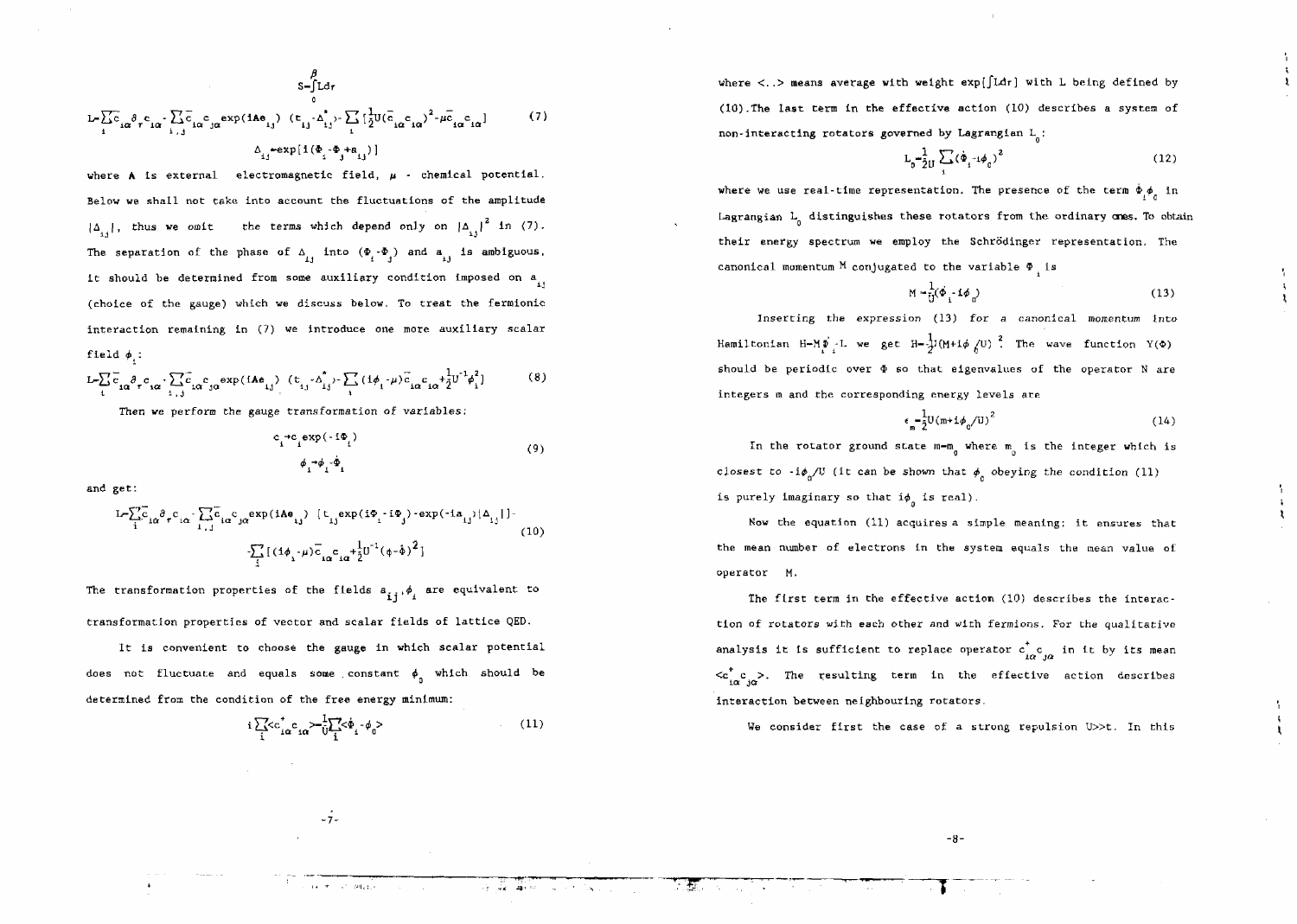$$S=\int_0^\beta L d\tau$$

$$L=\sum_i \bar{c}_{i\alpha}\partial_\tau c_{i\alpha}-\sum_{i,j}\bar{c}_{i\alpha}c_{j\alpha}\exp(iAe_{ij})\ (t_{ij}-\Delta^*_{ij})-\sum_i[\tfrac{1}{2}U(\bar{c}_{i\alpha}c_{i\alpha})^2-\mu\bar{c}_{i\alpha}c_{i\alpha}] \tag{7}$$

$$\Delta_{ij}=\exp[i(\Phi_i-\Phi_j+a_{ij})]$$

where A is external electromagnetic field, $\mu$ - chemical potential. Below we shall not take into account the fluctuations of the amplitude $|\Delta_{ij}|$, thus we omit the terms which depend only on $|\Delta_{ij}|^2$ in (7). The separation of the phase of $\Delta_{ij}$ into $(\Phi_i-\Phi_j)$ and $a_{ij}$ is ambiguous, it should be determined from some auxiliary condition imposed on $a_{ij}$ (choice of the gauge) which we discuss below. To treat the fermionic interaction remaining in (7) we introduce one more auxiliary scalar field $\phi_i$:

$$L=\sum_i \bar{c}_{i\alpha}\partial_\tau c_{i\alpha}-\sum_{i,j}\bar{c}_{i\alpha}c_{j\alpha}\exp(iAe_{ij})\ (t_{ij}-\Delta^*_{ij})-\sum_i(i\phi_i-\mu)\bar{c}_{i\alpha}c_{i\alpha}+\tfrac{1}{2}U^{-1}\phi_i^2] \tag{8}$$

Then we perform the gauge transformation of variables:

$$c_i\to c_i\exp(-i\Phi_i)$$
$$\phi_i\to\phi_i-\dot{\Phi}_i \tag{9}$$

and get:

$$L=\sum_i \bar{c}_{i\alpha}\partial_\tau c_{i\alpha}-\sum_{i,j}\bar{c}_{i\alpha}c_{j\alpha}\exp(iAe_{ij})\ [t_{ij}\exp(i\Phi_i-i\Phi_j)-\exp(-ia_{ij})|\Delta_{ij}|]-$$
$$-\sum_i[(i\phi_i-\mu)\bar{c}_{i\alpha}c_{i\alpha}+\tfrac{1}{2}U^{-1}(\phi-\dot{\Phi})^2] \tag{10}$$

The transformation properties of the fields $a_{ij},\phi_i$ are equivalent to transformation properties of vector and scalar fields of lattice QED.

It is convenient to choose the gauge in which scalar potential does not fluctuate and equals some constant $\phi_0$ which should be determined from the condition of the free energy minimum:

$$i\sum_i\langle c^+_{i\alpha}c_{i\alpha}\rangle=\frac{1}{U}\sum_i\langle\dot{\Phi}_i-\phi_0\rangle \tag{11}$$

where <..> means average with weight $\exp[\int L d\tau]$ with L being defined by (10). The last term in the effective action (10) describes a system of non-interacting rotators governed by Lagrangian $L_0$:

$$L_0=\frac{1}{2U}\sum_i(\dot{\Phi}_i-i\phi_0)^2 \tag{12}$$

where we use real-time representation. The presence of the term $\dot{\Phi}_i\phi_0$ in Lagrangian $L_0$ distinguishes these rotators from the ordinary ones. To obtain their energy spectrum we employ the Schrödinger representation. The canonical momentum M conjugated to the variable $\Phi_i$ is

$$M=\frac{1}{U}(\dot{\Phi}_i-i\phi_0) \tag{13}$$

Inserting the expression (13) for a canonical momentum into Hamiltonian $H=M\dot{\Phi}_i-L$ we get $H=\frac{1}{2}U(M+i\phi_0/U)^2$. The wave function $Y(\Phi)$ should be periodic over $\Phi$ so that eigenvalues of the operator N are integers m and the corresponding energy levels are

$$\epsilon_m=\frac{1}{2}U(m+i\phi_0/U)^2 \tag{14}$$

In the rotator ground state $m=m_0$ where $m_0$ is the integer which is closest to $-i\phi_0/U$ (it can be shown that $\phi_0$ obeying the condition (11) is purely imaginary so that $i\phi_0$ is real).

Now the equation (11) acquires a simple meaning: it ensures that the mean number of electrons in the system equals the mean value of operator M.

The first term in the effective action (10) describes the interaction of rotators with each other and with fermions. For the qualitative analysis it is sufficient to replace operator $c^+_{i\alpha}c_{j\alpha}$ in it by its mean $\langle c^+_{i\alpha}c_{j\alpha}\rangle$. The resulting term in the effective action describes interaction between neighbouring rotators.

We consider first the case of a strong repulsion U>>t. In this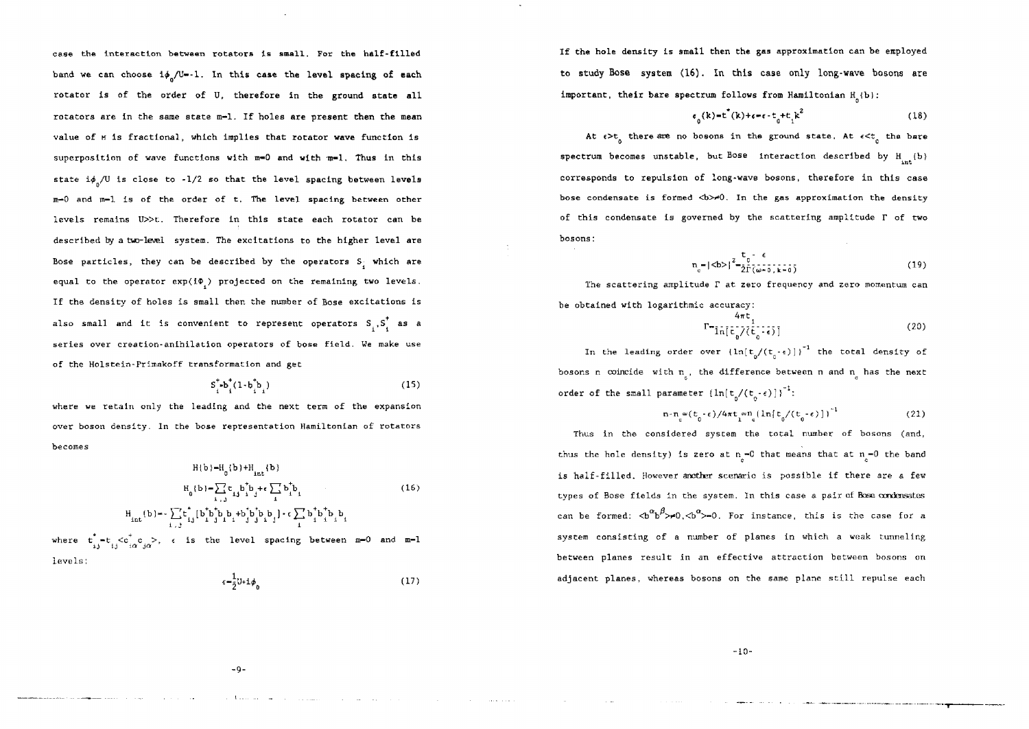case the interaction between rotators is small. For the half-filled band we can choose $i\phi_0/U=-1$. In this case the level spacing of each rotator is of the order of U, therefore in the ground state all rotators are in the same state m=1. If holes are present then the mean value of $M$ is fractional, which implies that rotator wave function is superposition of wave functions with m=0 and with m=1. Thus in this state $i\phi_0/U$ is close to -1/2 so that the level spacing between levels m=0 and m=1 is of the order of t. The level spacing between other levels remains U>>t. Therefore in this state each rotator can be described by a two-level system. The excitations to the higher level are Bose particles, they can be described by the operators $S_i$ which are equal to the operator $\exp(i\Phi_i)$ projected on the remaining two levels. If the density of holes is small then the number of Bose excitations is also small and it is convenient to represent operators $S_i, S_i^+$ as a series over creation-anihilation operators of bose field. We make use of the Holstein-Primakoff transformation and get

$$S_i^+ = b_i^+(1-b_i^+b_i) \tag{15}$$

where we retain only the leading and the next term of the expansion over boson density. In the bose representation Hamiltonian of rotators becomes

$$
\begin{aligned}
H(b) &= H_0(b) + H_{int}(b) \\
H_0(b) &= \sum_{i,j} t_{ij} b_i^+ b_j + \epsilon \sum_i b_i^+ b_i \\
H_{int}(b) &= -\sum_{i,j} t_{ij}^* [b_i^+ b_j^+ b_i b_i + b_i^+ b_j^+ b_j b_j] - \epsilon \sum_i b_i^+ b_i^+ b_i b_i
\end{aligned}
\tag{16}
$$

where $t_{ij}^* = t_{ij} \langle c_{i\alpha}^+ c_{j\alpha} \rangle$, $\epsilon$ is the level spacing between m=0 and m=1 levels:

$$\epsilon = \frac{1}{2}U + i\phi_0 \tag{17}$$

If the hole density is small then the gas approximation can be employed to study Bose system (16). In this case only long-wave bosons are important, their bare spectrum follows from Hamiltonian $H_0(b)$:

$$\epsilon_0(k) = t^*(k) + \epsilon = \epsilon - t_0 + t_1 k^2 \tag{18}$$

At $\epsilon > t_0$ there are no bosons in the ground state. At $\epsilon < t_0$ the bare spectrum becomes unstable, but Bose interaction described by $H_{int}(b)$ corresponds to repulsion of long-wave bosons, therefore in this case bose condensate is formed $\langle b \rangle \neq 0$. In the gas approximation the density of this condensate is governed by the scattering amplitude $\Gamma$ of two bosons:

$$n_c = |\langle b \rangle|^2 = \frac{t_0 - \epsilon}{2\Gamma(\omega=0, k=0)} \tag{19}$$

The scattering amplitude $\Gamma$ at zero frequency and zero momentum can be obtained with logarithmic accuracy:

$$\Gamma = \frac{4\pi t_1}{\ln[t_0/(t_0-\epsilon)]} \tag{20}$$

In the leading order over $(\ln[t_0/(t_0-\epsilon)])^{-1}$ the total density of bosons n coincide with $n_c$, the difference between n and $n_c$ has the next order of the small parameter $(\ln[t_0/(t_0-\epsilon)])^{-1}$:

$$n - n_c \approx (t_0-\epsilon)/4\pi t_1 \approx n_c (\ln[t_0/(t_0-\epsilon)])^{-1} \tag{21}$$

Thus in the considered system the total number of bosons (and, thus the hole density) is zero at $n_c=0$ that means that at $n_c=0$ the band is half-filled. However another scenario is possible if there are a few types of Bose fields in the system. In this case a pair of Bose condensates can be formed: $\langle b^\alpha b^\beta \rangle \neq 0, \langle b^\alpha \rangle = 0$. For instance, this is the case for a system consisting of a number of planes in which a weak tunneling between planes result in an effective attraction between bosons on adjacent planes, whereas bosons on the same plane still repulse each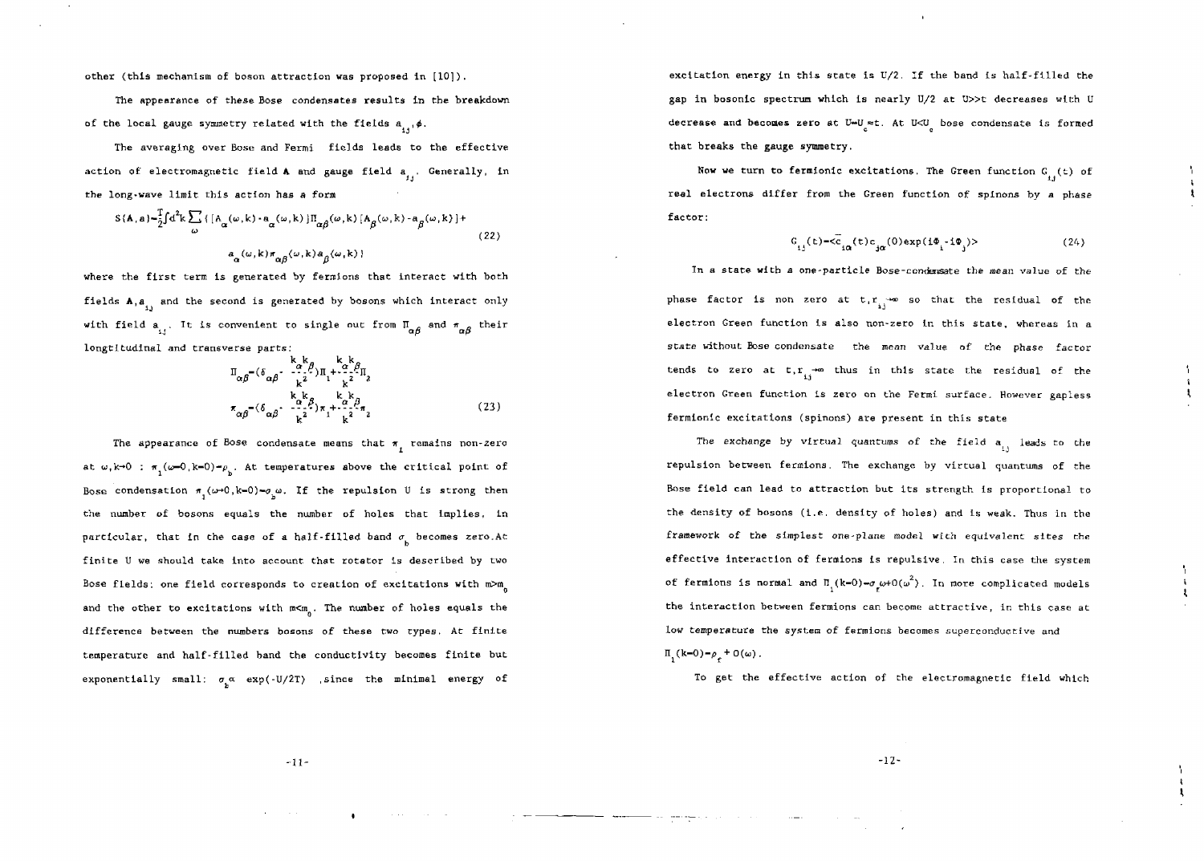other (this mechanism of boson attraction was proposed in [10]).

The appearance of these Bose condensates results in the breakdown of the local gauge symmetry related with the fields $a_{ij}, \phi$.

The averaging over Bose and Fermi fields leads to the effective action of electromagnetic field $\mathbf{A}$ and gauge field $a_{ij}$. Generally, in the long-wave limit this action has a form

$$S(\mathbf{A},a)=\frac{T}{2}\int d^2k\sum_{\omega}\{[A_{\alpha}(\omega,k)-a_{\alpha}(\omega,k)]\Pi_{\alpha\beta}(\omega,k)[A_{\beta}(\omega,k)-a_{\beta}(\omega,k)]+ a_{\alpha}(\omega,k)\pi_{\alpha\beta}(\omega,k)a_{\beta}(\omega,k)\} \tag{22}$$

where the first term is generated by fermions that interact with both fields $\mathbf{A}, a_{ij}$ and the second is generated by bosons which interact only with field $a_{ij}$. It is convenient to single out from $\Pi_{\alpha\beta}$ and $\pi_{\alpha\beta}$ their longtitudinal and transverse parts:

$$\Pi_{\alpha\beta}=(\delta_{\alpha\beta}-\frac{k_{\alpha}k_{\beta}}{k^2})\Pi_1+\frac{k_{\alpha}k_{\beta}}{k^2}\Pi_2$$
$$\pi_{\alpha\beta}=(\delta_{\alpha\beta}-\frac{k_{\alpha}k_{\beta}}{k^2})\pi_1+\frac{k_{\alpha}k_{\beta}}{k^2}\pi_2 \tag{23}$$

The appearance of Bose condensate means that $\pi_1$ remains non-zero at $\omega,k\to 0$ : $\pi_1(\omega\to 0,k\to 0)\to\rho_b$. At temperatures above the critical point of Bose condensation $\pi_1(\omega\to 0,k\to 0)\to\sigma_b\omega$. If the repulsion U is strong then the number of bosons equals the number of holes that implies, in particular, that in the case of a half-filled band $\sigma_b$ becomes zero. At finite U we should take into account that rotator is described by two Bose fields: one field corresponds to creation of excitations with $m>m_0$ and the other to excitations with $m<m_0$. The number of holes equals the difference between the numbers bosons of these two types. At finite temperature and half-filled band the conductivity becomes finite but exponentially small: $\sigma_b \propto \exp(-U/2T)$ ,since the minimal energy of excitation energy in this state is U/2. If the band is half-filled the gap in bosonic spectrum which is nearly U/2 at U>>t decreases with U decrease and becomes zero at $U=U_c\approx t$. At $U<U_c$ bose condensate is formed that breaks the gauge symmetry.

Now we turn to fermionic excitations. The Green function $G_{ij}(t)$ of real electrons differ from the Green function of spinons by a phase factor:

$$G_{ij}(t)=\langle\bar{c}_{i\alpha}(t)c_{j\alpha}(0)\exp(i\Phi_i-i\Phi_j)\rangle \tag{24}$$

In a state with a one-particle Bose-condensate the mean value of the phase factor is non zero at $t,r_{ij}\to\infty$ so that the residual of the electron Green function is also non-zero in this state, whereas in a state without Bose condensate the mean value of the phase factor tends to zero at $t,r_{ij}\to\infty$ thus in this state the residual of the electron Green function is zero on the Fermi surface. However gapless fermionic excitations (spinons) are present in this state

The exchange by virtual quantums of the field $a_{ij}$ leads to the repulsion between fermions. The exchange by virtual quantums of the Bose field can lead to attraction but its strength is proportional to the density of bosons (i.e. density of holes) and is weak. Thus in the framework of the simplest one-plane model with equivalent sites the effective interaction of fermions is repulsive. In this case the system of fermions is normal and $\Pi_1(k\to 0)\to\sigma_f\omega+O(\omega^2)$. In more complicated models the interaction between fermions can become attractive, in this case at low temperature the system of fermions becomes superconductive and $\Pi_1(k\to 0)\to\rho_f+O(\omega)$.

To get the effective action of the electromagnetic field which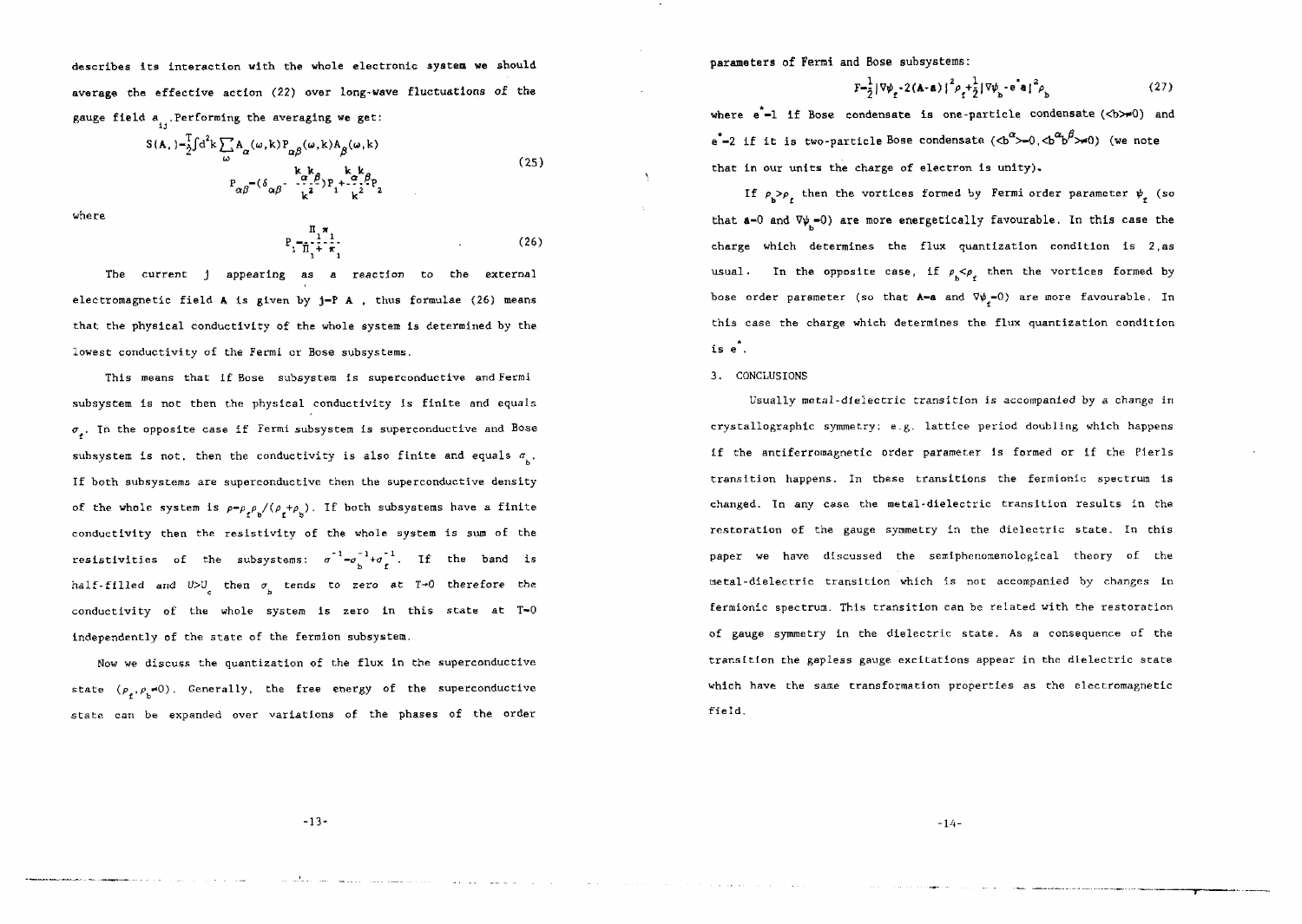describes its interaction with the whole electronic system we should average the effective action (22) over long-wave fluctuations of the gauge field $a_{ij}$. Performing the averaging we get:

$$S(A_\cdot) = \frac{T}{2}\int d^2k \sum_\omega A_\alpha(\omega,k) P_{\alpha\beta}(\omega,k) A_\beta(\omega,k)$$

$$P_{\alpha\beta} = (\delta_{\alpha\beta} - \frac{k_\alpha k_\beta}{k^2}) P_1 + \frac{k_\alpha k_\beta}{k^2} P_2 \tag{25}$$

where

$$P_1 = \frac{\Pi_1 \pi_1}{\Pi_1 + \pi_1} \tag{26}$$

The current j appearing as a reaction to the external electromagnetic field A is given by $j = P\,A$, thus formulae (26) means that the physical conductivity of the whole system is determined by the lowest conductivity of the Fermi or Bose subsystems.

This means that if Bose subsystem is superconductive and Fermi subsystem is not then the physical conductivity is finite and equals $\sigma_f$. In the opposite case if Fermi subsystem is superconductive and Bose subsystem is not, then the conductivity is also finite and equals $\sigma_b$. If both subsystems are superconductive then the superconductive density of the whole system is $\rho = \rho_f \rho_b/(\rho_f + \rho_b)$. If both subsystems have a finite conductivity then the resistivity of the whole system is sum of the resistivities of the subsystems: $\sigma^{-1} = \sigma_b^{-1} + \sigma_f^{-1}$. If the band is half-filled and $U > U_c$ then $\sigma_b$ tends to zero at $T \to 0$ therefore the conductivity of the whole system is zero in this state at T=0 independently of the state of the fermion subsystem.

Now we discuss the quantization of the flux in the superconductive state $(\rho_f, \rho_b \neq 0)$. Generally, the free energy of the superconductive state can be expanded over variations of the phases of the order parameters of Fermi and Bose subsystems:

$$F = \frac{1}{2}|\nabla\psi_f - 2(A - a)|^2 \rho_f + \frac{1}{2}|\nabla\psi_b - e^* a|^2 \rho_b \tag{27}$$

where $e^* = 1$ if Bose condensate is one-particle condensate ($\langle b \rangle \neq 0$) and $e^* = 2$ if it is two-particle Bose condensate ($\langle b^\alpha \rangle = 0, \langle b^\alpha b^\beta \rangle \neq 0$) (we note that in our units the charge of electron is unity).

If $\rho_b > \rho_f$ then the vortices formed by Fermi order parameter $\psi_f$ (so that $a = 0$ and $\nabla\psi_b = 0$) are more energetically favourable. In this case the charge which determines the flux quantization condition is 2, as usual. In the opposite case, if $\rho_b < \rho_f$ then the vortices formed by bose order parameter (so that $A = a$ and $\nabla\psi_f = 0$) are more favourable. In this case the charge which determines the flux quantization condition is $e^*$.

## 3. CONCLUSIONS

Usually metal-dielectric transition is accompanied by a change in crystallographic symmetry: e.g. lattice period doubling which happens if the antiferromagnetic order parameter is formed or if the Pierls transition happens. In these transitions the fermionic spectrum is changed. In any case the metal-dielectric transition results in the restoration of the gauge symmetry in the dielectric state. In this paper we have discussed the semiphenomenological theory of the metal-dielectric transition which is not accompanied by changes in fermionic spectrum. This transition can be related with the restoration of gauge symmetry in the dielectric state. As a consequence of the transition the gapless gauge excitations appear in the dielectric state which have the same transformation properties as the electromagnetic field.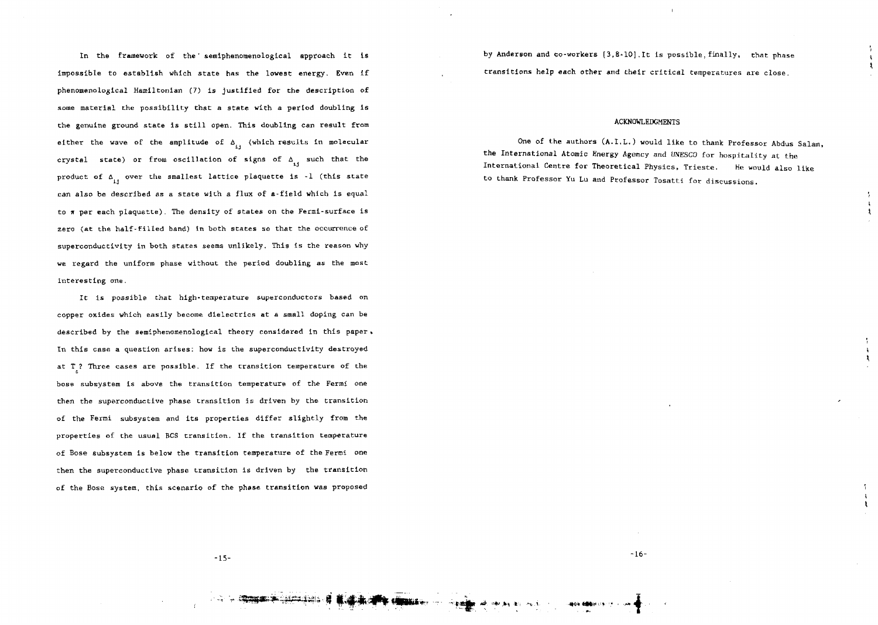In the framework of the semiphenomenological approach it is impossible to establish which state has the lowest energy. Even if phenomenological Hamiltonian (7) is justified for the description of some material the possibility that a state with a period doubling is the genuine ground state is still open. This doubling can result from either the wave of the amplitude of $\Delta_{ij}$ (which results in molecular crystal state) or from oscillation of signs of $\Delta_{ij}$ such that the product of $\Delta_{ij}$ over the smallest lattice plaquette is -1 (this state can also be described as a state with a flux of a-field which is equal to $\pi$ per each plaquette). The density of states on the Fermi-surface is zero (at the half-filled band) in both states so that the occurrence of superconductivity in both states seems unlikely. This is the reason why we regard the uniform phase without the period doubling as the most interesting one.

It is possible that high-temperature superconductors based on copper oxides which easily become dielectrics at a small doping can be described by the semiphenomenological theory considered in this paper. In this case a question arises: how is the superconductivity destroyed at $T_c$? Three cases are possible. If the transition temperature of the bose subsystem is above the transition temperature of the Fermi one then the superconductive phase transition is driven by the transition of the Fermi subsystem and its properties differ slightly from the properties of the usual BCS transition. If the transition temperature of Bose subsystem is below the transition temperature of the Fermi one then the superconductive phase transition is driven by the transition of the Bose system, this scenario of the phase transition was proposed by Anderson and co-workers [3,8-10]. It is possible, finally, that phase transitions help each other and their critical temperatures are close.

## ACKNOWLEDGMENTS

One of the authors (A.I.L.) would like to thank Professor Abdus Salam, the International Atomic Energy Agency and UNESCO for hospitality at the International Centre for Theoretical Physics, Trieste. He would also like to thank Professor Yu Lu and Professor Tosatti for discussions.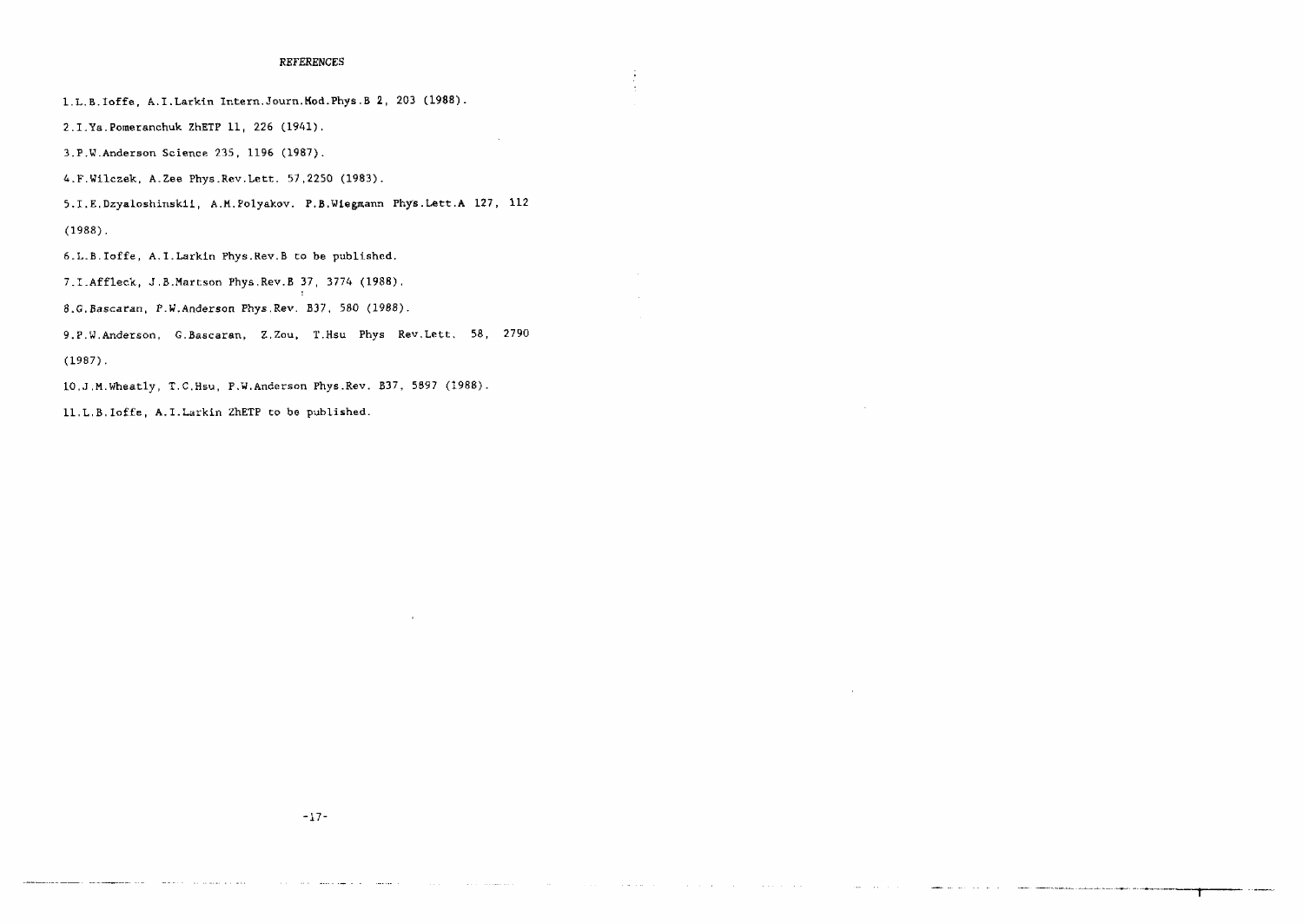## REFERENCES

1. L.B.Ioffe, A.I.Larkin Intern.Journ.Mod.Phys.B 2, 203 (1988).
2. I.Ya.Pomeranchuk ZhETP 11, 226 (1941).
3. P.W.Anderson Science 235, 1196 (1987).
4. F.Wilczek, A.Zee Phys.Rev.Lett. 57,2250 (1983).
5. I.E.Dzyaloshinskii, A.M.Polyakov. P.B.Wiegmann Phys.Lett.A 127, 112 (1988).
6. L.B.Ioffe, A.I.Larkin Phys.Rev.B to be published.
7. I.Affleck, J.B.Martson Phys.Rev.B 37, 3774 (1988).
8. G.Bascaran, P.W.Anderson Phys.Rev. B37, 580 (1988).
9. P.W.Anderson, G.Bascaran, Z.Zou, T.Hsu Phys Rev.Lett. 58, 2790 (1987).
10. J.M.Wheatly, T.C.Hsu, P.W.Anderson Phys.Rev. B37, 5897 (1988).
11. L.B.Ioffe, A.I.Larkin ZhETP to be published.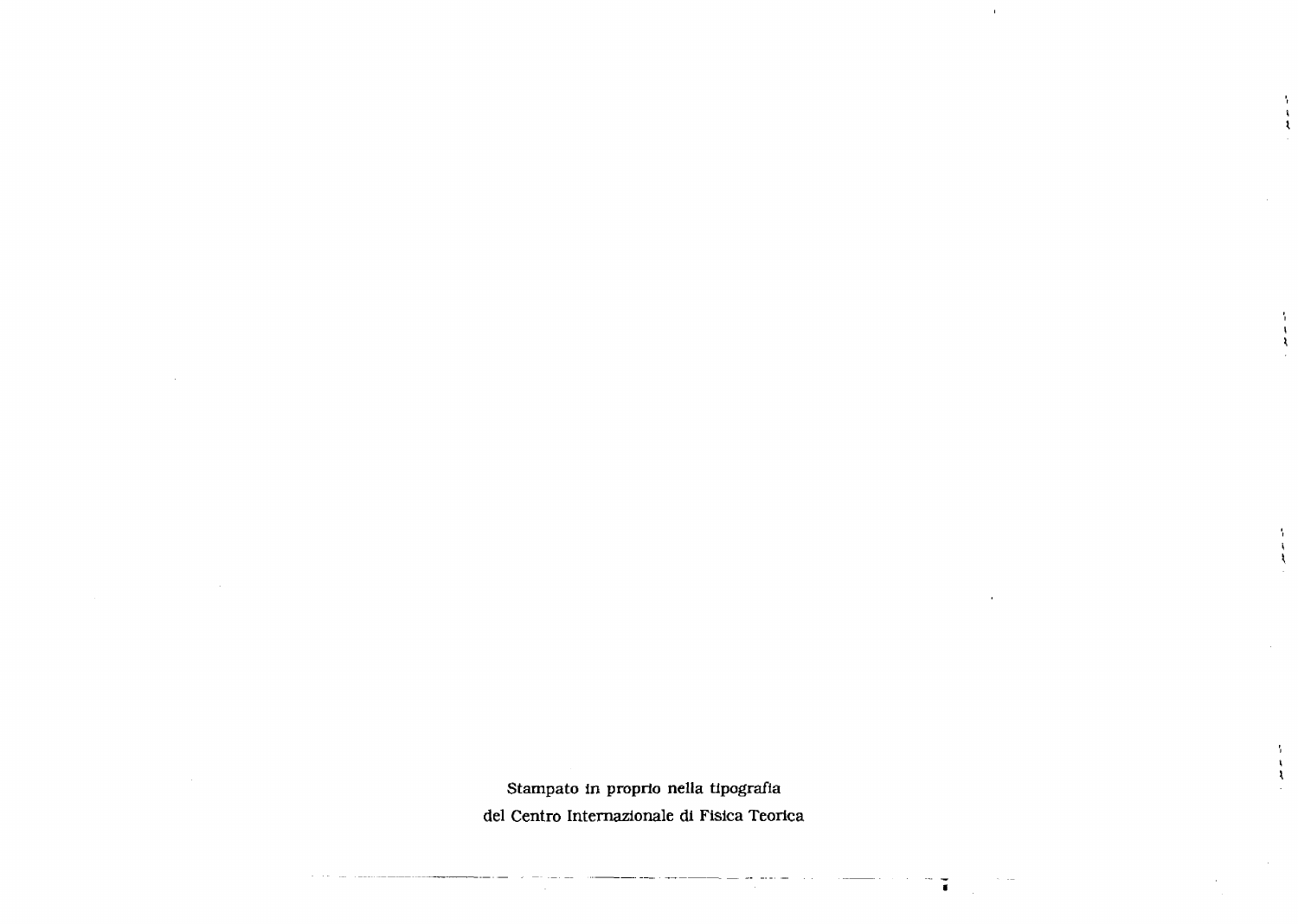Stampato in proprio nella tipografia
del Centro Internazionale di Fisica Teorica